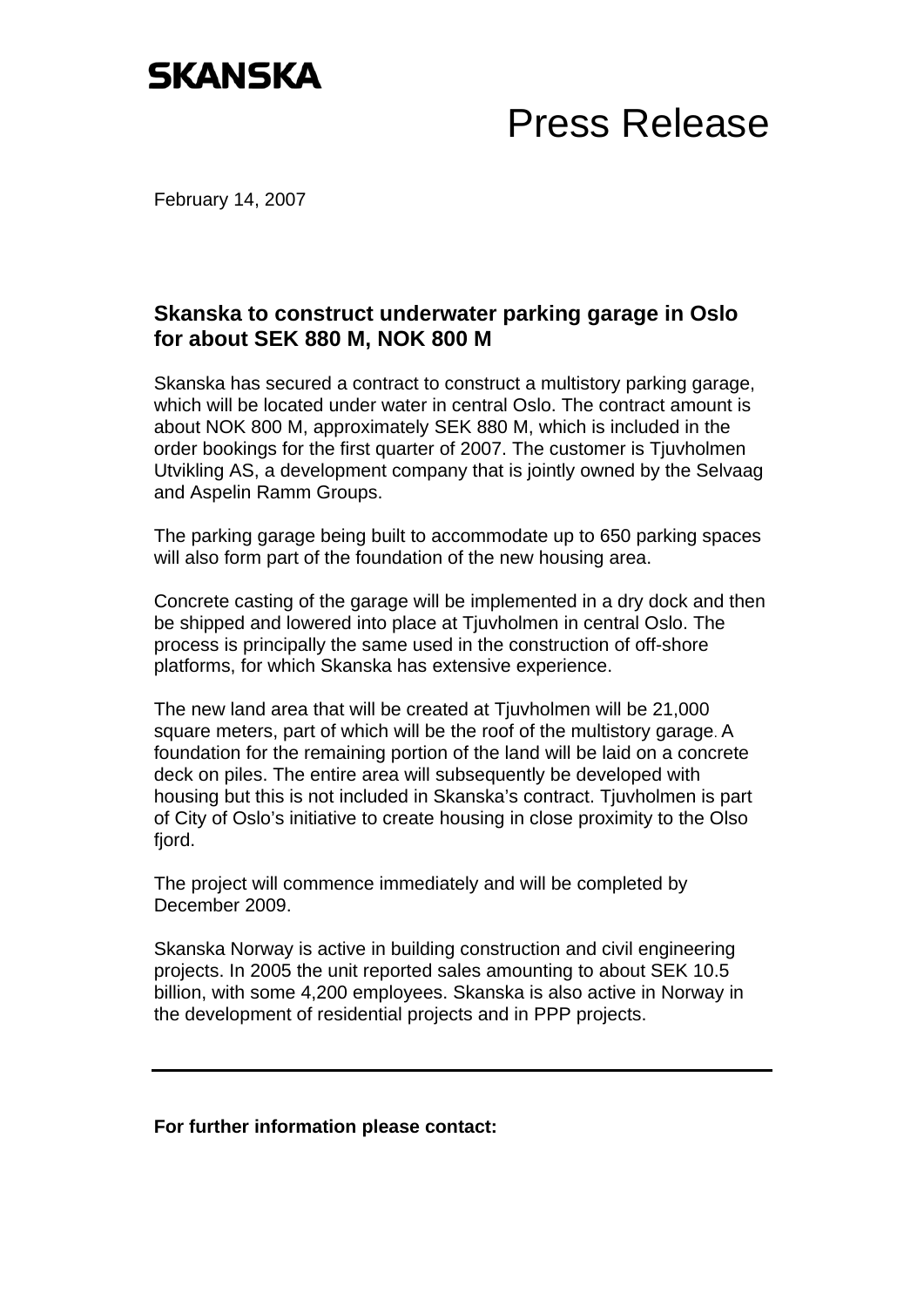SKANSKA

# Press Release

February 14, 2007

## Skanska to construct underwater parking garage in Oslo for about SEK 880 M, NOK 800 M

Skanska has secured a contract to construct a multistory parking garage, which will be located under water in central Oslo. The contract amount is about NOK 800 M, approximately SEK 880 M, which is included in the order bookings for the first quarter of 2007. The customer is Tjuvholmen Utvikling AS, a development company that is jointly owned by the Selvaag and Aspelin Ramm Groups.

The parking garage being built to accommodate up to 650 parking spaces will also form part of the foundation of the new housing area.

Concrete casting of the garage will be implemented in a dry dock and then be shipped and lowered into place at Tjuvholmen in central Oslo. The process is principally the same used in the construction of off-shore platforms, for which Skanska has extensive experience.

The new land area that will be created at Tjuvholmen will be 21,000 square meters, part of which will be the roof of the multistory garage. A foundation for the remaining portion of the land will be laid on a concrete deck on piles. The entire area will subsequently be developed with housing but this is not included in Skanska's contract. Tjuvholmen is part of City of Oslo's initiative to create housing in close proximity to the Olso fjord.

The project will commence immediately and will be completed by December 2009.

Skanska Norway is active in building construction and civil engineering projects. In 2005 the unit reported sales amounting to about SEK 10.5 billion, with some 4,200 employees. Skanska is also active in Norway in the development of residential projects and in PPP projects.

---

**For further information please contact:**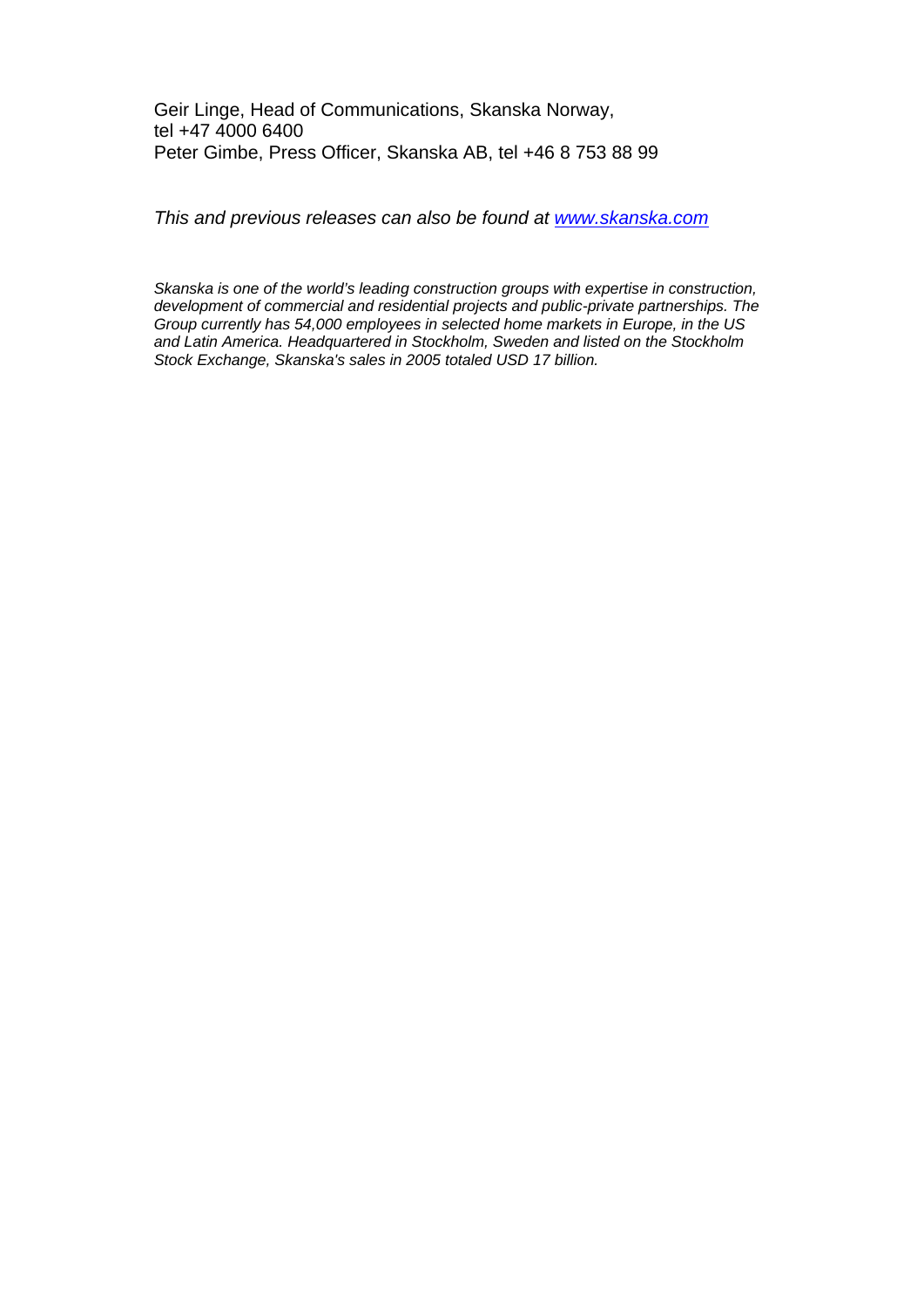Geir Linge, Head of Communications, Skanska Norway,
tel +47 4000 6400
Peter Gimbe, Press Officer, Skanska AB, tel +46 8 753 88 99

*This and previous releases can also be found at [www.skanska.com](http://www.skanska.com)*

*Skanska is one of the world's leading construction groups with expertise in construction, development of commercial and residential projects and public-private partnerships. The Group currently has 54,000 employees in selected home markets in Europe, in the US and Latin America. Headquartered in Stockholm, Sweden and listed on the Stockholm Stock Exchange, Skanska's sales in 2005 totaled USD 17 billion.*